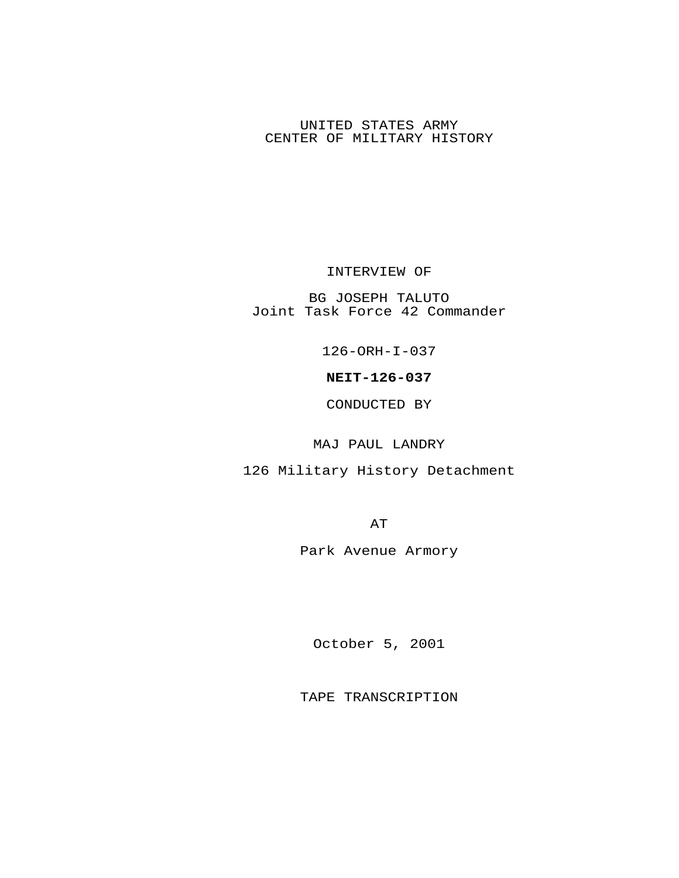UNITED STATES ARMY
CENTER OF MILITARY HISTORY

INTERVIEW OF

BG JOSEPH TALUTO
Joint Task Force 42 Commander

126-ORH-I-037

**NEIT-126-037**

CONDUCTED BY

MAJ PAUL LANDRY

126 Military History Detachment

AT

Park Avenue Armory

October 5, 2001

TAPE TRANSCRIPTION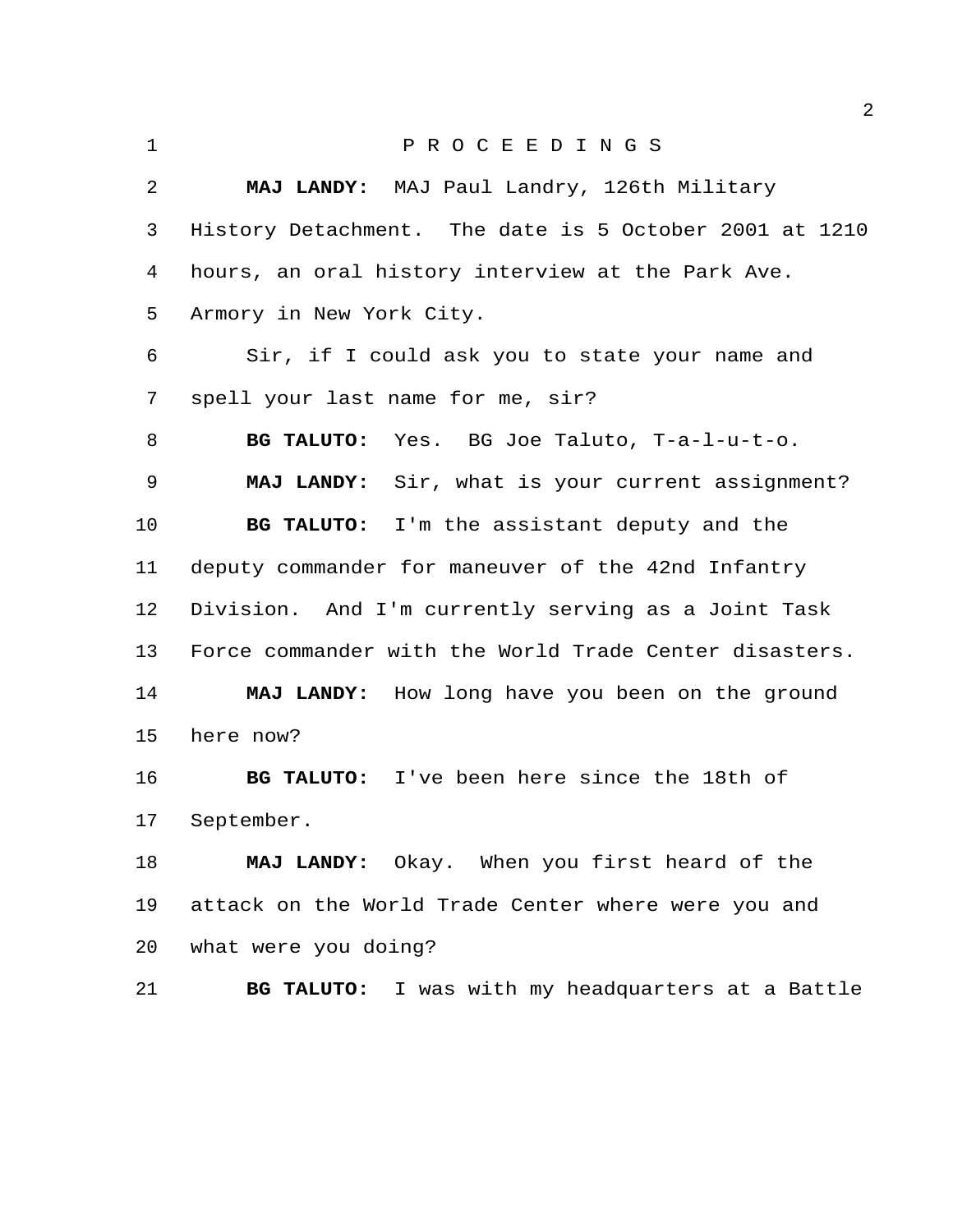P R O C E E D I N G S

**MAJ LANDY:** MAJ Paul Landry, 126th Military History Detachment. The date is 5 October 2001 at 1210 hours, an oral history interview at the Park Ave. Armory in New York City.

Sir, if I could ask you to state your name and spell your last name for me, sir?

**BG TALUTO:** Yes. BG Joe Taluto, T-a-l-u-t-o.

**MAJ LANDY:** Sir, what is your current assignment?

**BG TALUTO:** I'm the assistant deputy and the deputy commander for maneuver of the 42nd Infantry Division. And I'm currently serving as a Joint Task Force commander with the World Trade Center disasters.

**MAJ LANDY:** How long have you been on the ground here now?

**BG TALUTO:** I've been here since the 18th of September.

**MAJ LANDY:** Okay. When you first heard of the attack on the World Trade Center where were you and what were you doing?

**BG TALUTO:** I was with my headquarters at a Battle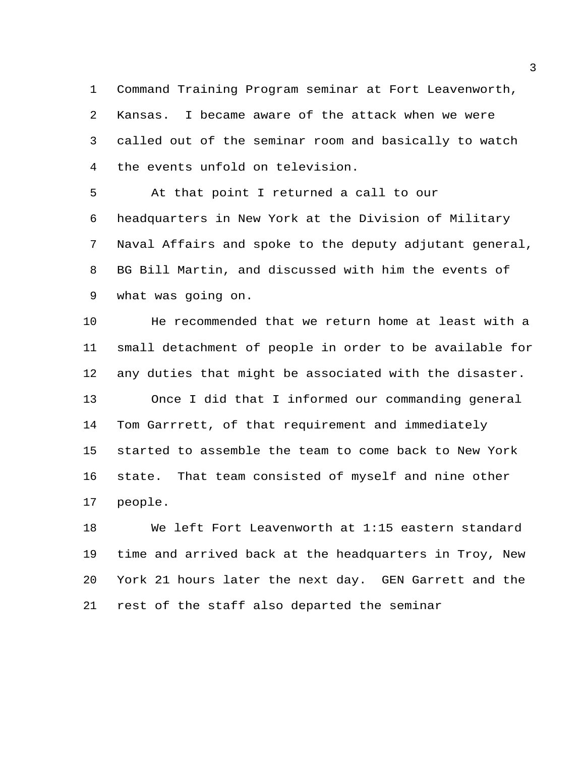Command Training Program seminar at Fort Leavenworth, Kansas. I became aware of the attack when we were called out of the seminar room and basically to watch the events unfold on television.

At that point I returned a call to our headquarters in New York at the Division of Military Naval Affairs and spoke to the deputy adjutant general, BG Bill Martin, and discussed with him the events of what was going on.

He recommended that we return home at least with a small detachment of people in order to be available for any duties that might be associated with the disaster.

Once I did that I informed our commanding general Tom Garrrett, of that requirement and immediately started to assemble the team to come back to New York state. That team consisted of myself and nine other people.

We left Fort Leavenworth at 1:15 eastern standard time and arrived back at the headquarters in Troy, New York 21 hours later the next day. GEN Garrett and the rest of the staff also departed the seminar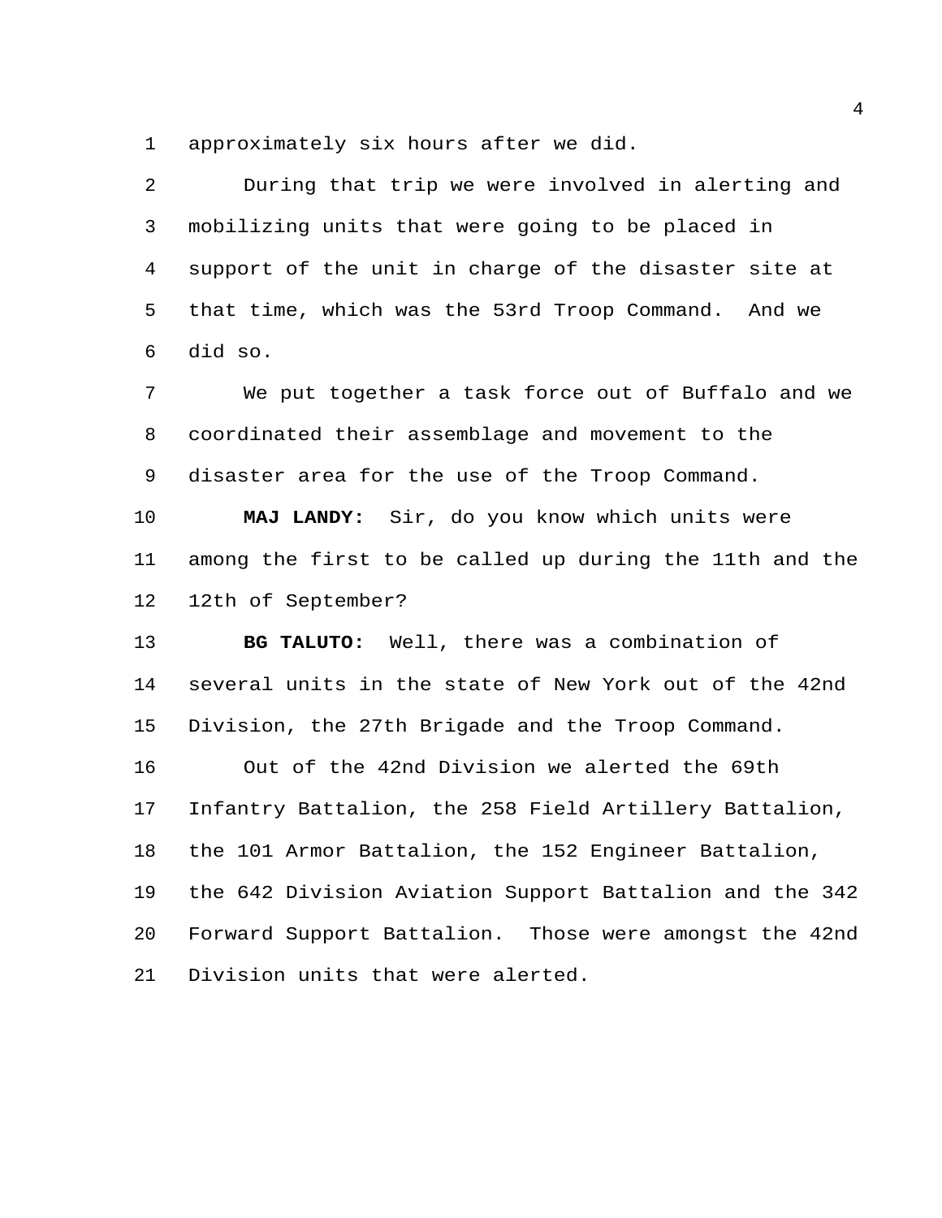approximately six hours after we did.

During that trip we were involved in alerting and mobilizing units that were going to be placed in support of the unit in charge of the disaster site at that time, which was the 53rd Troop Command. And we did so.

We put together a task force out of Buffalo and we coordinated their assemblage and movement to the disaster area for the use of the Troop Command.

**MAJ LANDY:** Sir, do you know which units were among the first to be called up during the 11th and the 12th of September?

**BG TALUTO:** Well, there was a combination of several units in the state of New York out of the 42nd Division, the 27th Brigade and the Troop Command.

Out of the 42nd Division we alerted the 69th Infantry Battalion, the 258 Field Artillery Battalion, the 101 Armor Battalion, the 152 Engineer Battalion, the 642 Division Aviation Support Battalion and the 342 Forward Support Battalion. Those were amongst the 42nd Division units that were alerted.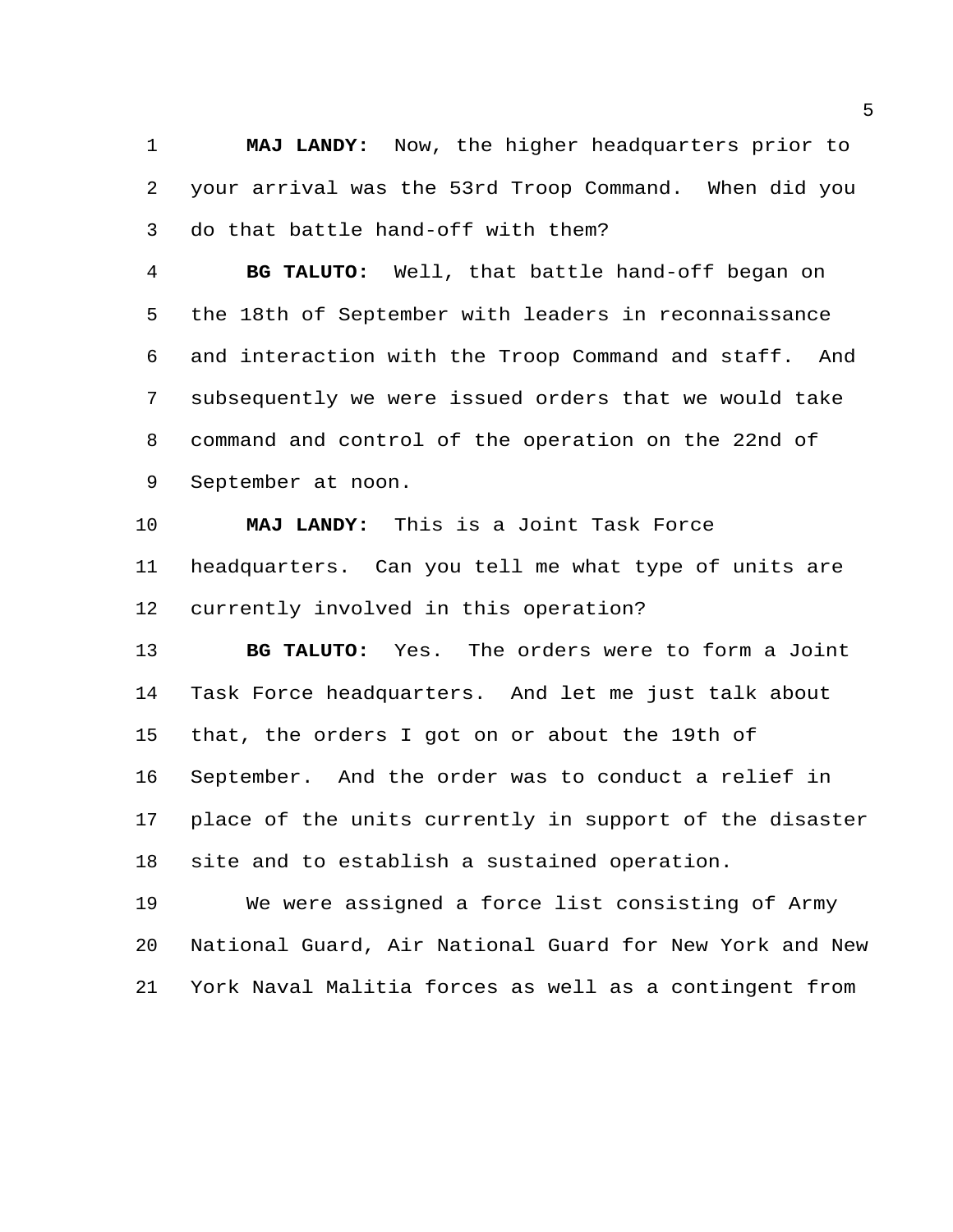**MAJ LANDY:** Now, the higher headquarters prior to your arrival was the 53rd Troop Command. When did you do that battle hand-off with them?

**BG TALUTO:** Well, that battle hand-off began on the 18th of September with leaders in reconnaissance and interaction with the Troop Command and staff. And subsequently we were issued orders that we would take command and control of the operation on the 22nd of September at noon.

**MAJ LANDY:** This is a Joint Task Force headquarters. Can you tell me what type of units are currently involved in this operation?

**BG TALUTO:** Yes. The orders were to form a Joint Task Force headquarters. And let me just talk about that, the orders I got on or about the 19th of September. And the order was to conduct a relief in place of the units currently in support of the disaster site and to establish a sustained operation.

We were assigned a force list consisting of Army National Guard, Air National Guard for New York and New York Naval Malitia forces as well as a contingent from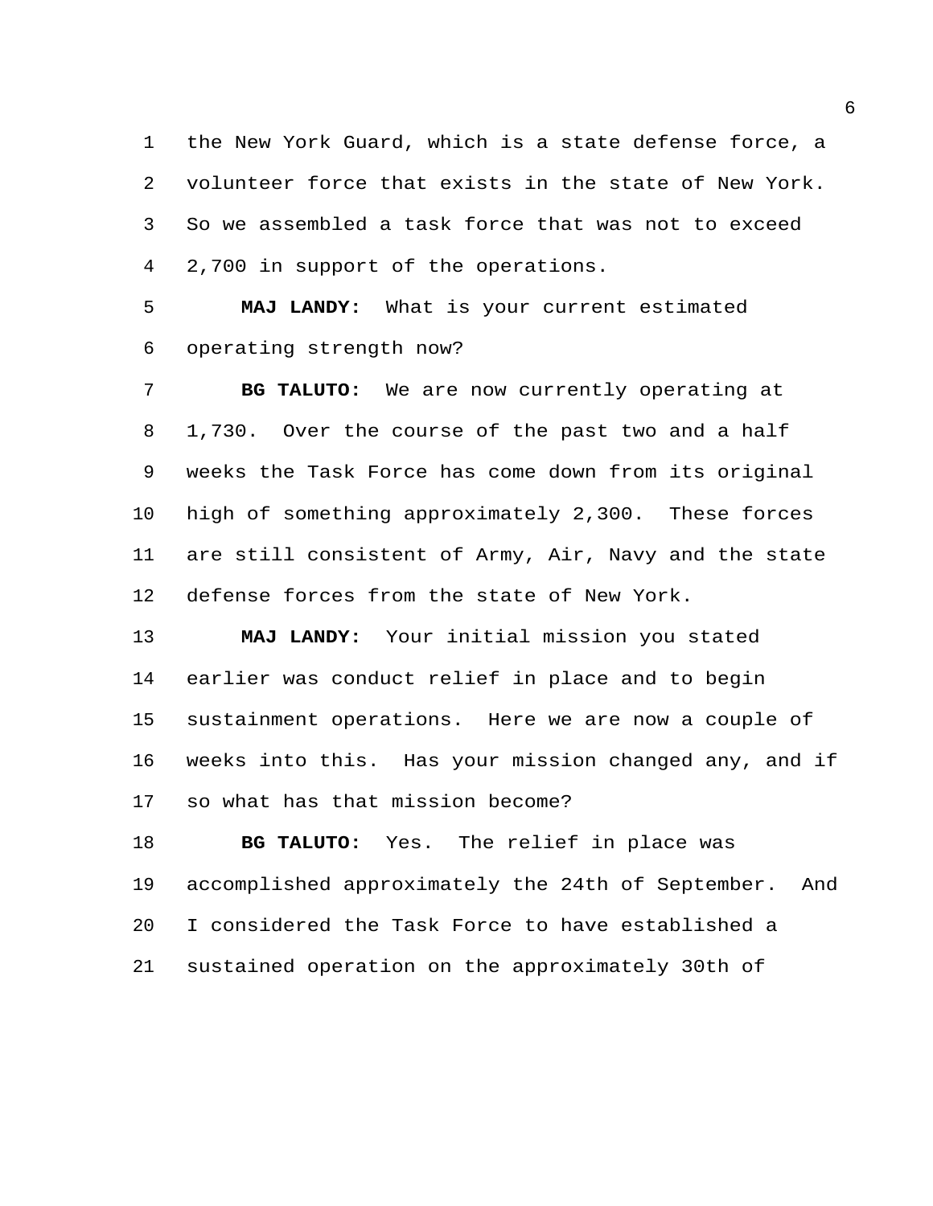the New York Guard, which is a state defense force, a volunteer force that exists in the state of New York. So we assembled a task force that was not to exceed 2,700 in support of the operations.

**MAJ LANDY:** What is your current estimated operating strength now?

**BG TALUTO:** We are now currently operating at 1,730. Over the course of the past two and a half weeks the Task Force has come down from its original high of something approximately 2,300. These forces are still consistent of Army, Air, Navy and the state defense forces from the state of New York.

**MAJ LANDY:** Your initial mission you stated earlier was conduct relief in place and to begin sustainment operations. Here we are now a couple of weeks into this. Has your mission changed any, and if so what has that mission become?

**BG TALUTO:** Yes. The relief in place was accomplished approximately the 24th of September. And I considered the Task Force to have established a sustained operation on the approximately 30th of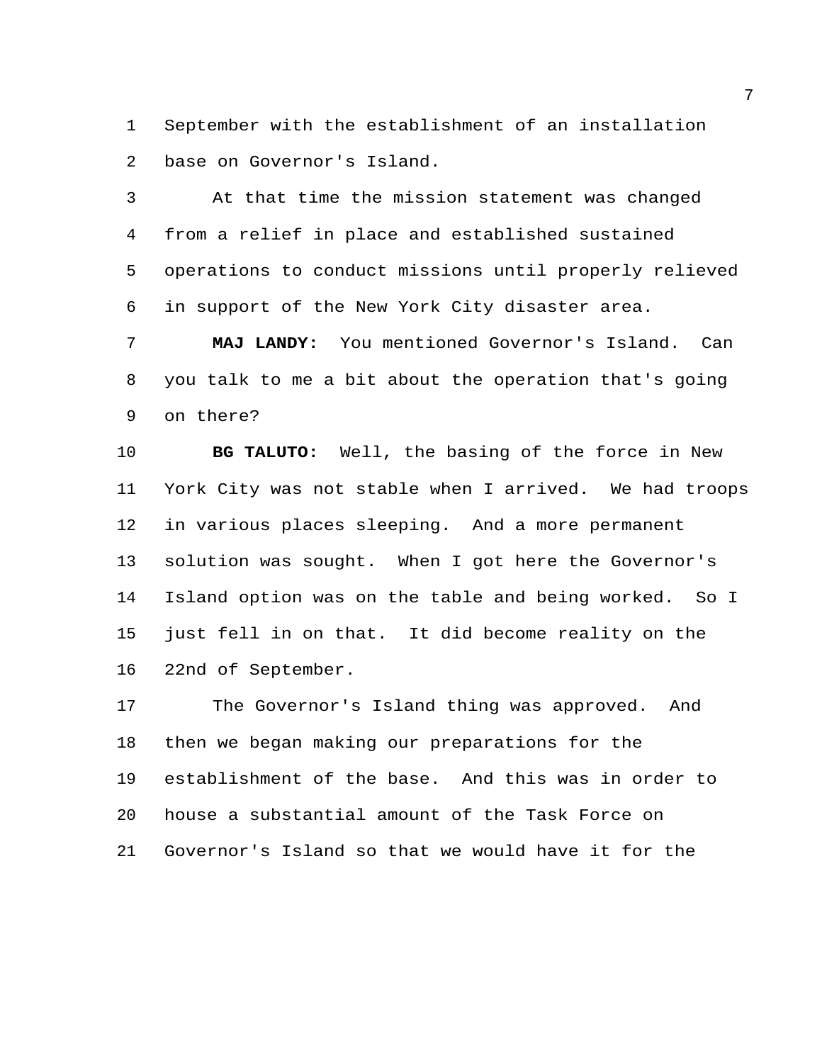September with the establishment of an installation base on Governor's Island.

At that time the mission statement was changed from a relief in place and established sustained operations to conduct missions until properly relieved in support of the New York City disaster area.

**MAJ LANDY:** You mentioned Governor's Island. Can you talk to me a bit about the operation that's going on there?

**BG TALUTO:** Well, the basing of the force in New York City was not stable when I arrived. We had troops in various places sleeping. And a more permanent solution was sought. When I got here the Governor's Island option was on the table and being worked. So I just fell in on that. It did become reality on the 22nd of September.

The Governor's Island thing was approved. And then we began making our preparations for the establishment of the base. And this was in order to house a substantial amount of the Task Force on Governor's Island so that we would have it for the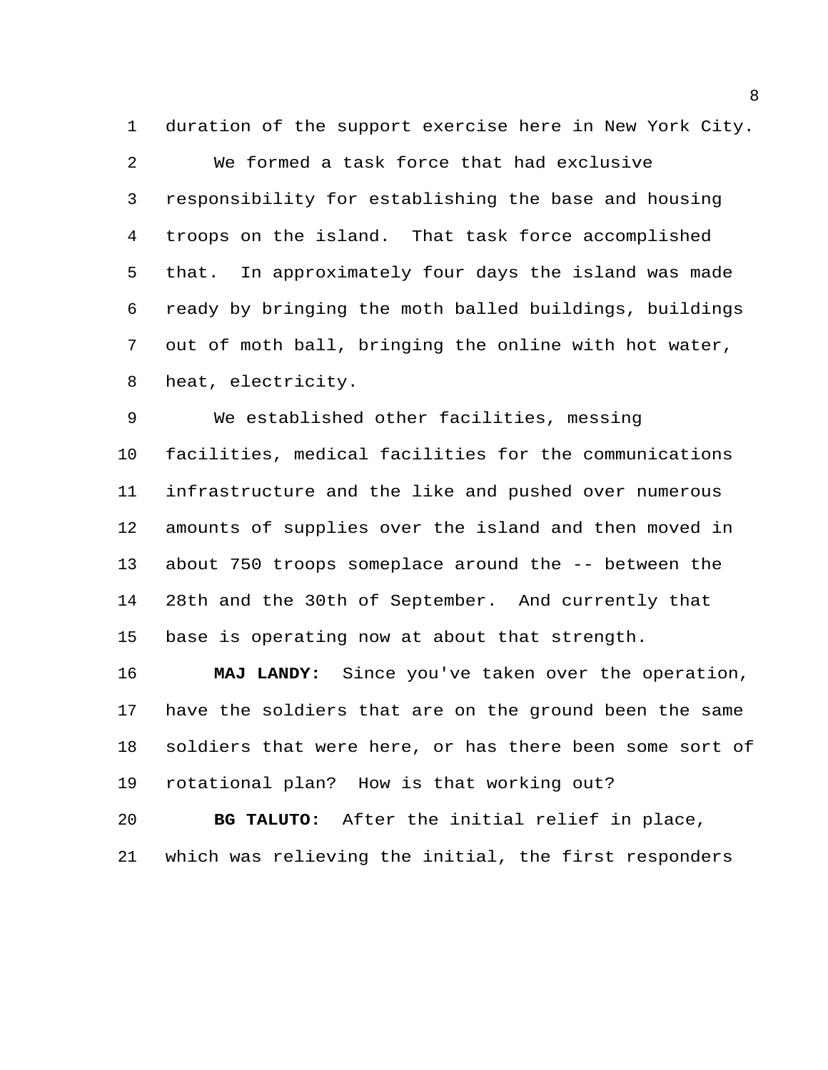duration of the support exercise here in New York City.

We formed a task force that had exclusive responsibility for establishing the base and housing troops on the island. That task force accomplished that. In approximately four days the island was made ready by bringing the moth balled buildings, buildings out of moth ball, bringing the online with hot water, heat, electricity.

We established other facilities, messing facilities, medical facilities for the communications infrastructure and the like and pushed over numerous amounts of supplies over the island and then moved in about 750 troops someplace around the -- between the 28th and the 30th of September. And currently that base is operating now at about that strength.

**MAJ LANDY:** Since you've taken over the operation, have the soldiers that are on the ground been the same soldiers that were here, or has there been some sort of rotational plan? How is that working out?

**BG TALUTO:** After the initial relief in place, which was relieving the initial, the first responders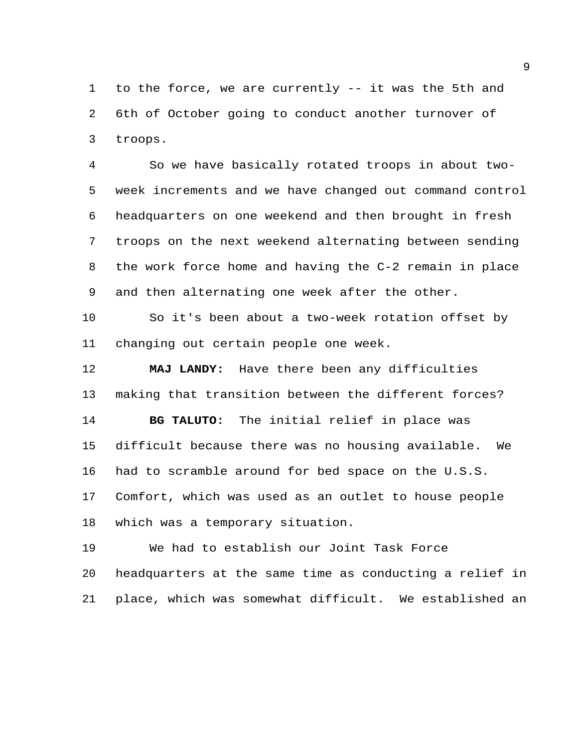to the force, we are currently -- it was the 5th and 6th of October going to conduct another turnover of troops.

So we have basically rotated troops in about two-week increments and we have changed out command control headquarters on one weekend and then brought in fresh troops on the next weekend alternating between sending the work force home and having the C-2 remain in place and then alternating one week after the other.

So it's been about a two-week rotation offset by changing out certain people one week.

**MAJ LANDY:** Have there been any difficulties making that transition between the different forces?

**BG TALUTO:** The initial relief in place was difficult because there was no housing available. We had to scramble around for bed space on the U.S.S. Comfort, which was used as an outlet to house people which was a temporary situation.

We had to establish our Joint Task Force headquarters at the same time as conducting a relief in place, which was somewhat difficult. We established an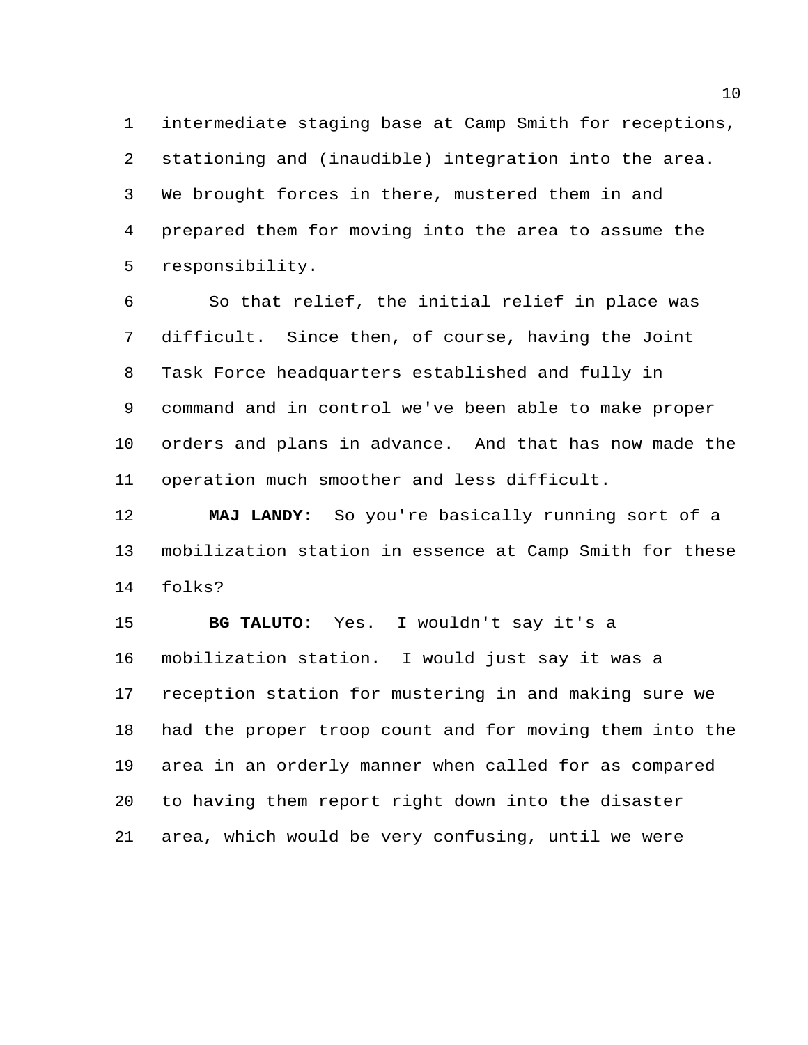intermediate staging base at Camp Smith for receptions, stationing and (inaudible) integration into the area. We brought forces in there, mustered them in and prepared them for moving into the area to assume the responsibility.

So that relief, the initial relief in place was difficult. Since then, of course, having the Joint Task Force headquarters established and fully in command and in control we've been able to make proper orders and plans in advance. And that has now made the operation much smoother and less difficult.

**MAJ LANDY:** So you're basically running sort of a mobilization station in essence at Camp Smith for these folks?

**BG TALUTO:** Yes. I wouldn't say it's a mobilization station. I would just say it was a reception station for mustering in and making sure we had the proper troop count and for moving them into the area in an orderly manner when called for as compared to having them report right down into the disaster area, which would be very confusing, until we were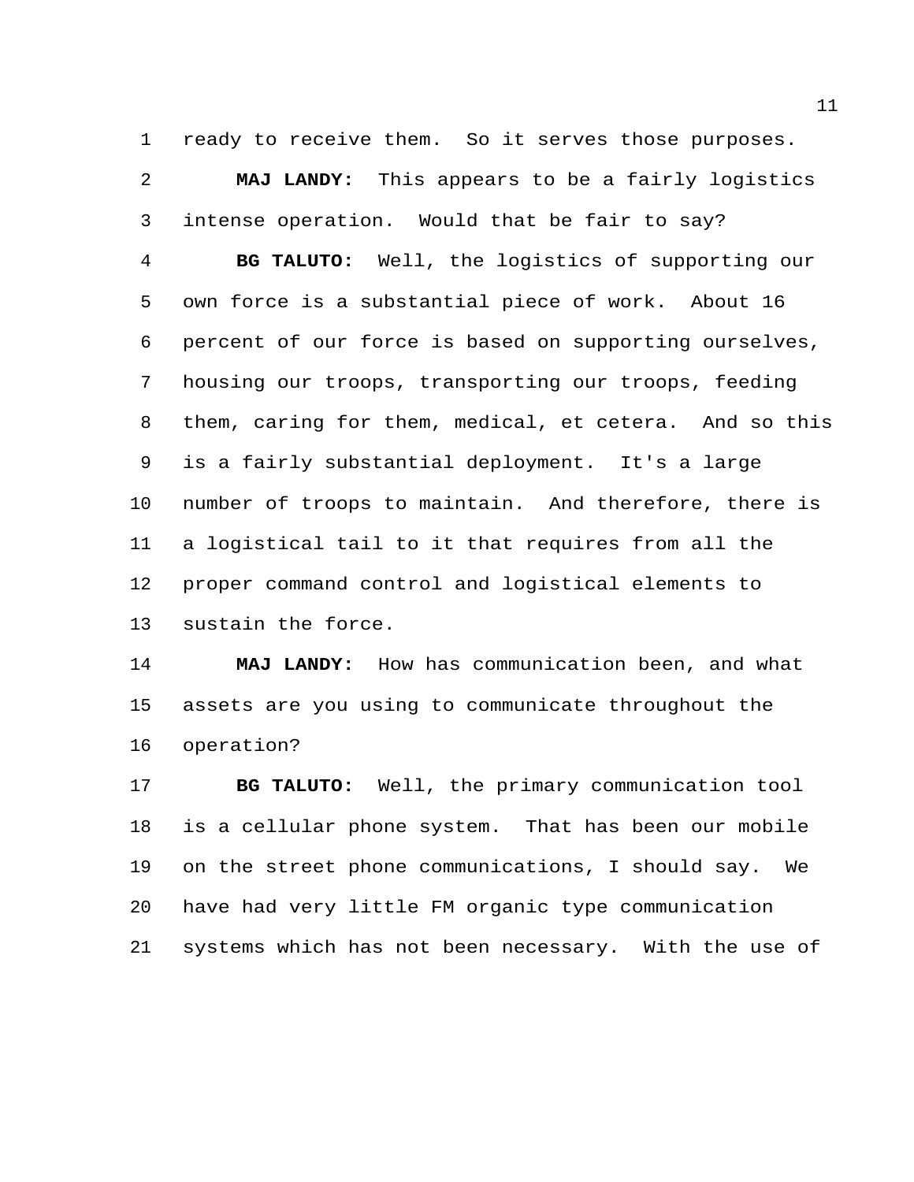ready to receive them. So it serves those purposes.

**MAJ LANDY:** This appears to be a fairly logistics intense operation. Would that be fair to say?

**BG TALUTO:** Well, the logistics of supporting our own force is a substantial piece of work. About 16 percent of our force is based on supporting ourselves, housing our troops, transporting our troops, feeding them, caring for them, medical, et cetera. And so this is a fairly substantial deployment. It's a large number of troops to maintain. And therefore, there is a logistical tail to it that requires from all the proper command control and logistical elements to sustain the force.

**MAJ LANDY:** How has communication been, and what assets are you using to communicate throughout the operation?

**BG TALUTO:** Well, the primary communication tool is a cellular phone system. That has been our mobile on the street phone communications, I should say. We have had very little FM organic type communication systems which has not been necessary. With the use of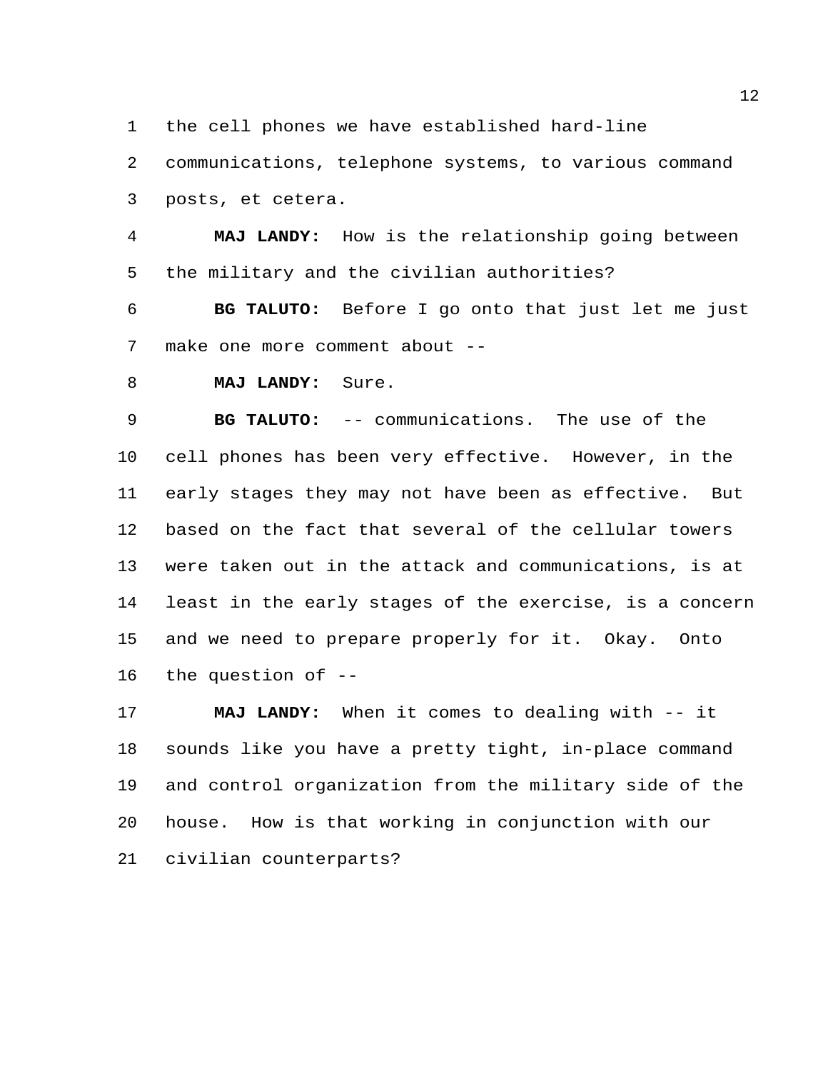the cell phones we have established hard-line communications, telephone systems, to various command posts, et cetera.

**MAJ LANDY:** How is the relationship going between the military and the civilian authorities?

**BG TALUTO:** Before I go onto that just let me just make one more comment about --

**MAJ LANDY:** Sure.

**BG TALUTO:** -- communications. The use of the cell phones has been very effective. However, in the early stages they may not have been as effective. But based on the fact that several of the cellular towers were taken out in the attack and communications, is at least in the early stages of the exercise, is a concern and we need to prepare properly for it. Okay. Onto the question of --

**MAJ LANDY:** When it comes to dealing with -- it sounds like you have a pretty tight, in-place command and control organization from the military side of the house. How is that working in conjunction with our civilian counterparts?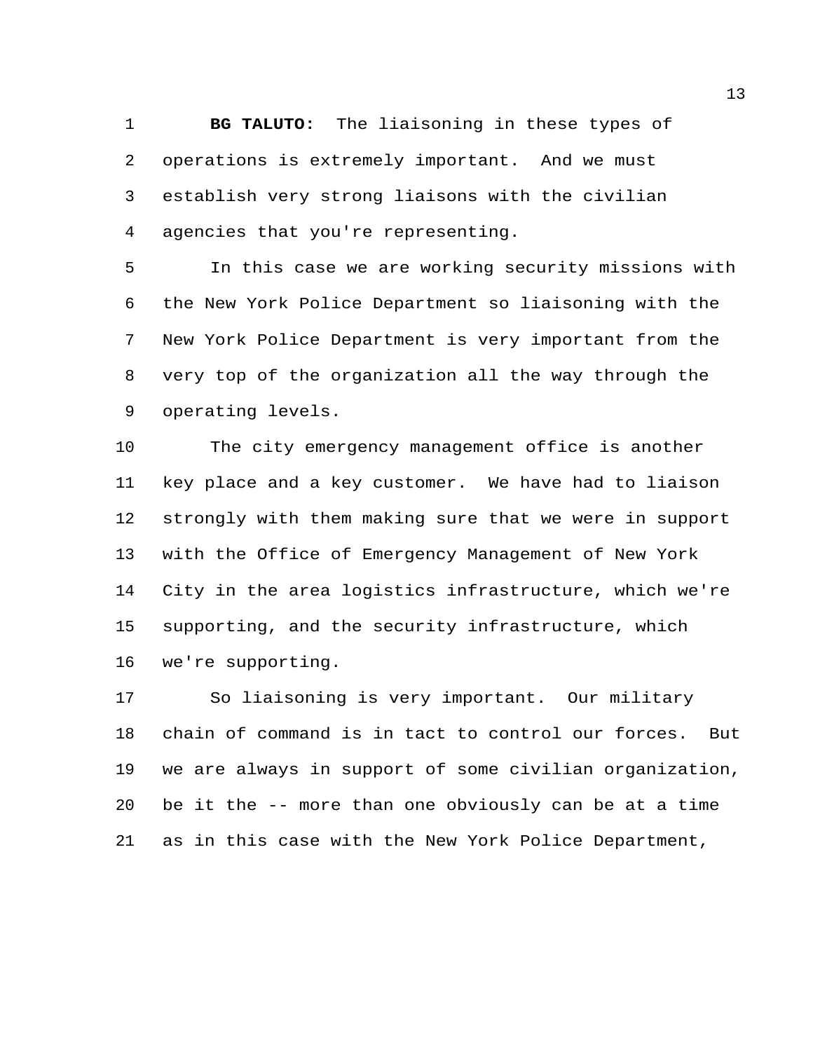**BG TALUTO:** The liaisoning in these types of operations is extremely important. And we must establish very strong liaisons with the civilian agencies that you're representing.

In this case we are working security missions with the New York Police Department so liaisoning with the New York Police Department is very important from the very top of the organization all the way through the operating levels.

The city emergency management office is another key place and a key customer. We have had to liaison strongly with them making sure that we were in support with the Office of Emergency Management of New York City in the area logistics infrastructure, which we're supporting, and the security infrastructure, which we're supporting.

So liaisoning is very important. Our military chain of command is in tact to control our forces. But we are always in support of some civilian organization, be it the -- more than one obviously can be at a time as in this case with the New York Police Department,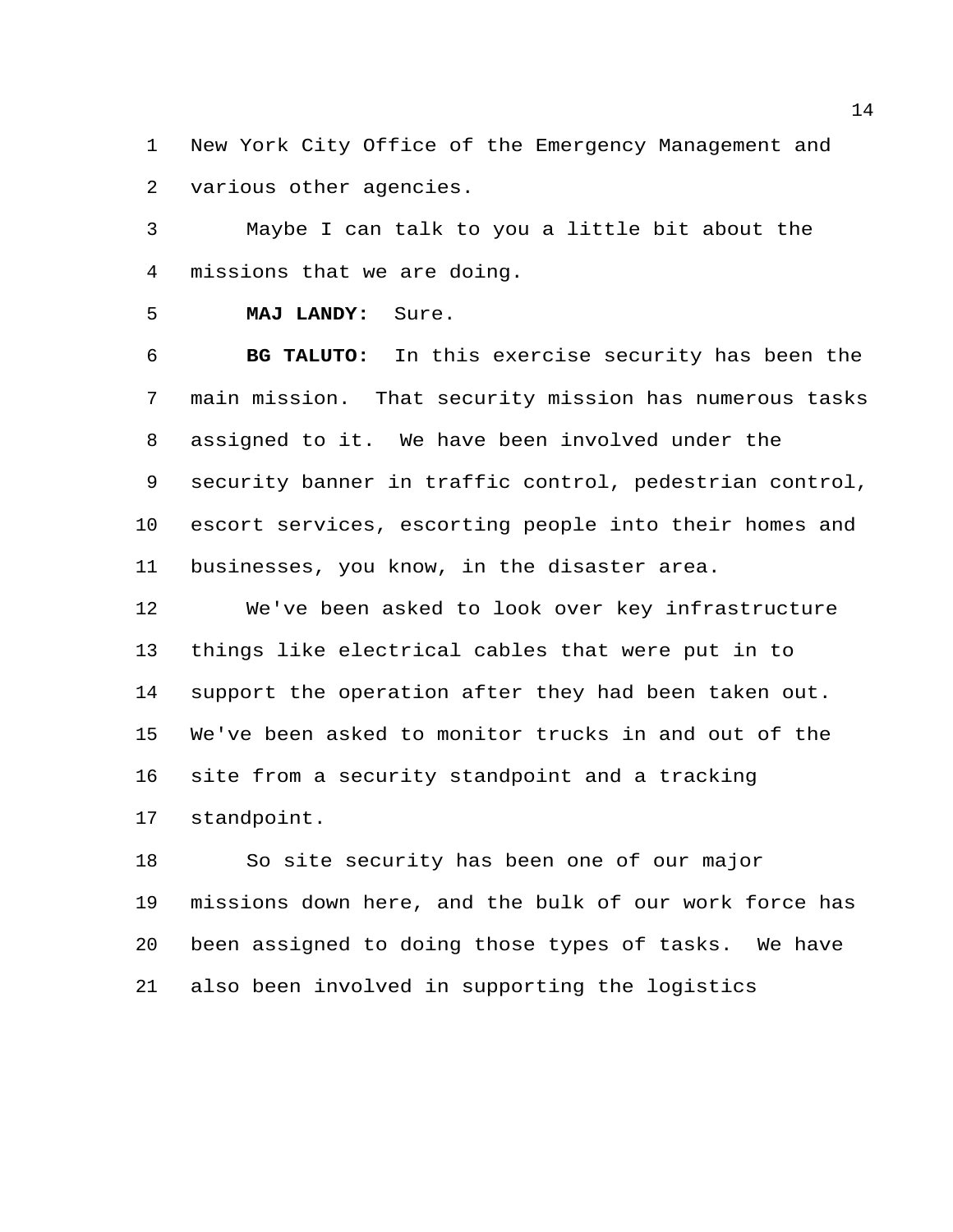New York City Office of the Emergency Management and various other agencies.

Maybe I can talk to you a little bit about the missions that we are doing.

**MAJ LANDY:** Sure.

**BG TALUTO:** In this exercise security has been the main mission. That security mission has numerous tasks assigned to it. We have been involved under the security banner in traffic control, pedestrian control, escort services, escorting people into their homes and businesses, you know, in the disaster area.

We've been asked to look over key infrastructure things like electrical cables that were put in to support the operation after they had been taken out. We've been asked to monitor trucks in and out of the site from a security standpoint and a tracking standpoint.

So site security has been one of our major missions down here, and the bulk of our work force has been assigned to doing those types of tasks. We have also been involved in supporting the logistics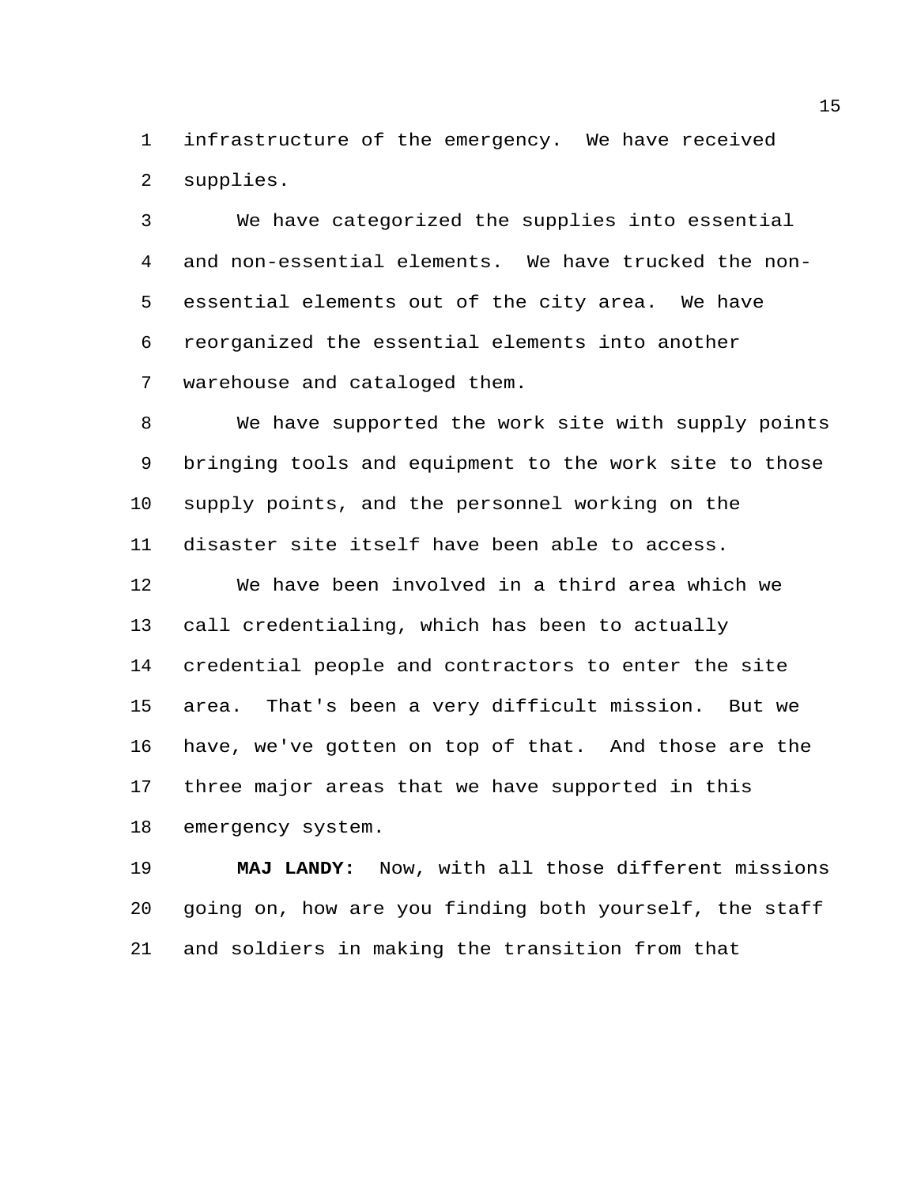infrastructure of the emergency. We have received supplies.

We have categorized the supplies into essential and non-essential elements. We have trucked the non-essential elements out of the city area. We have reorganized the essential elements into another warehouse and cataloged them.

We have supported the work site with supply points bringing tools and equipment to the work site to those supply points, and the personnel working on the disaster site itself have been able to access.

We have been involved in a third area which we call credentialing, which has been to actually credential people and contractors to enter the site area. That's been a very difficult mission. But we have, we've gotten on top of that. And those are the three major areas that we have supported in this emergency system.

**MAJ LANDY:** Now, with all those different missions going on, how are you finding both yourself, the staff and soldiers in making the transition from that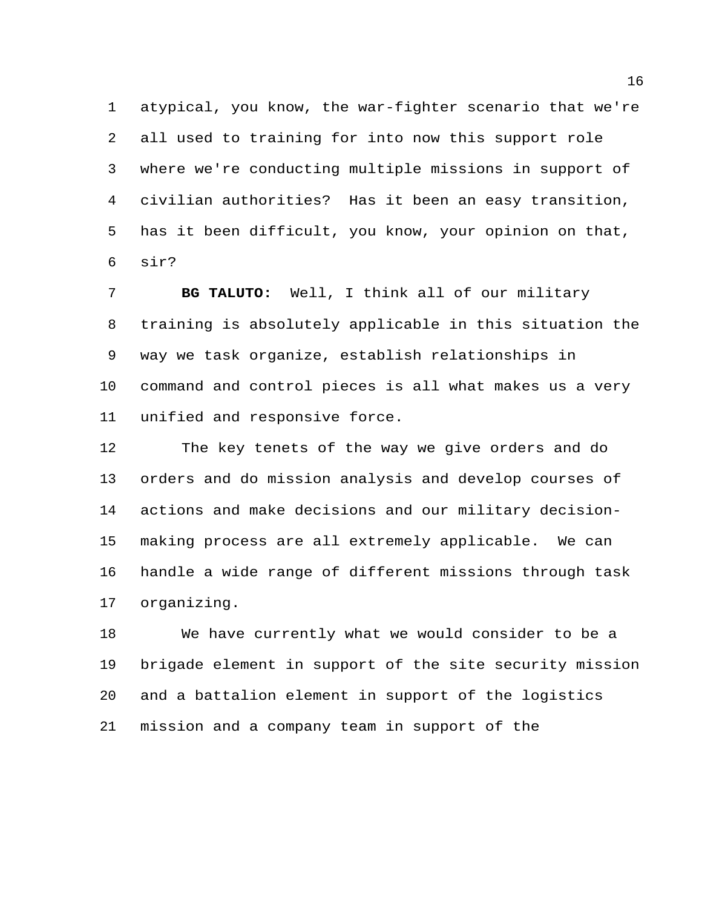atypical, you know, the war-fighter scenario that we're all used to training for into now this support role where we're conducting multiple missions in support of civilian authorities? Has it been an easy transition, has it been difficult, you know, your opinion on that, sir?

**BG TALUTO:** Well, I think all of our military training is absolutely applicable in this situation the way we task organize, establish relationships in command and control pieces is all what makes us a very unified and responsive force.

The key tenets of the way we give orders and do orders and do mission analysis and develop courses of actions and make decisions and our military decision-making process are all extremely applicable. We can handle a wide range of different missions through task organizing.

We have currently what we would consider to be a brigade element in support of the site security mission and a battalion element in support of the logistics mission and a company team in support of the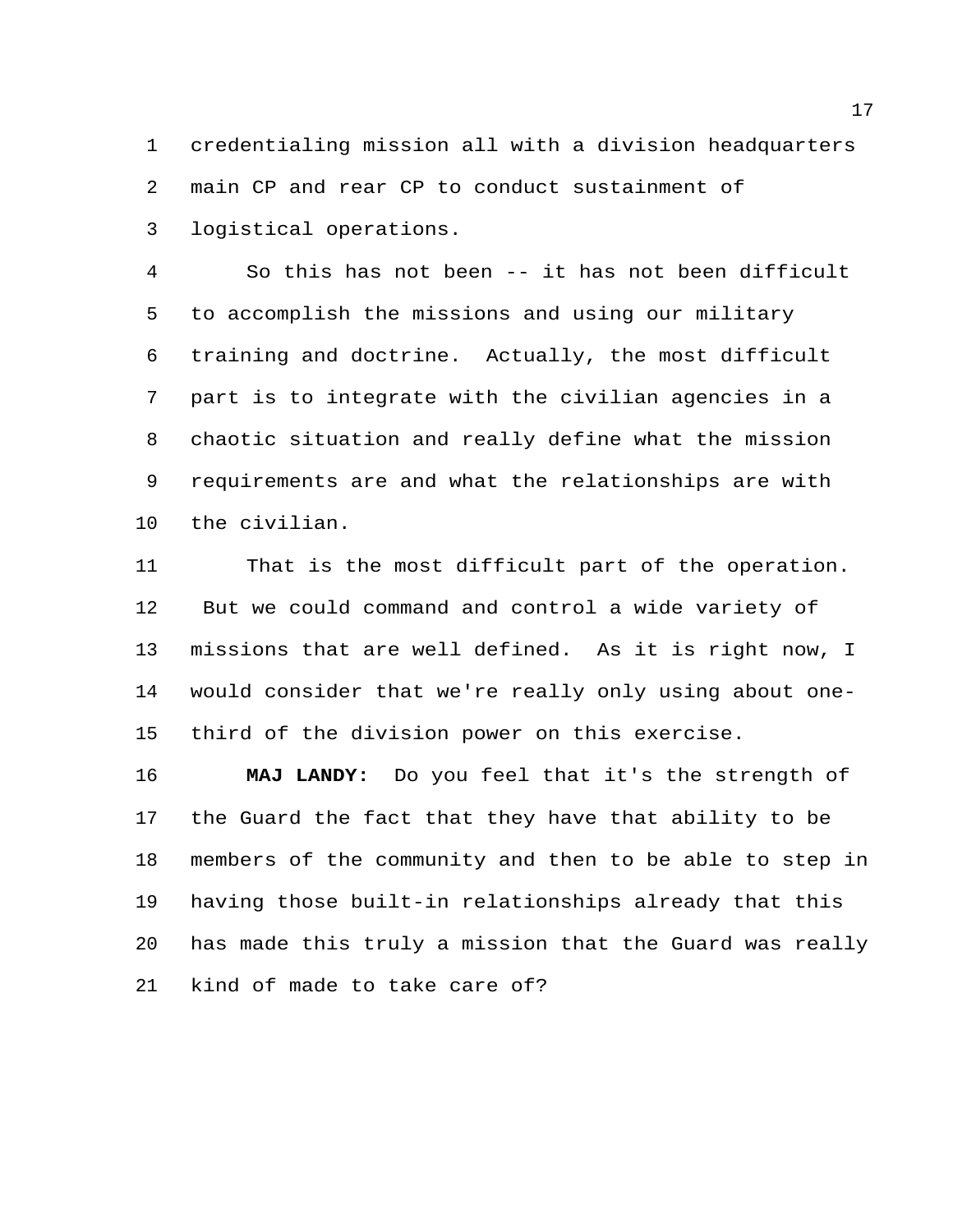credentialing mission all with a division headquarters main CP and rear CP to conduct sustainment of logistical operations.

So this has not been -- it has not been difficult to accomplish the missions and using our military training and doctrine. Actually, the most difficult part is to integrate with the civilian agencies in a chaotic situation and really define what the mission requirements are and what the relationships are with the civilian.

That is the most difficult part of the operation. But we could command and control a wide variety of missions that are well defined. As it is right now, I would consider that we're really only using about one-third of the division power on this exercise.

**MAJ LANDY:** Do you feel that it's the strength of the Guard the fact that they have that ability to be members of the community and then to be able to step in having those built-in relationships already that this has made this truly a mission that the Guard was really kind of made to take care of?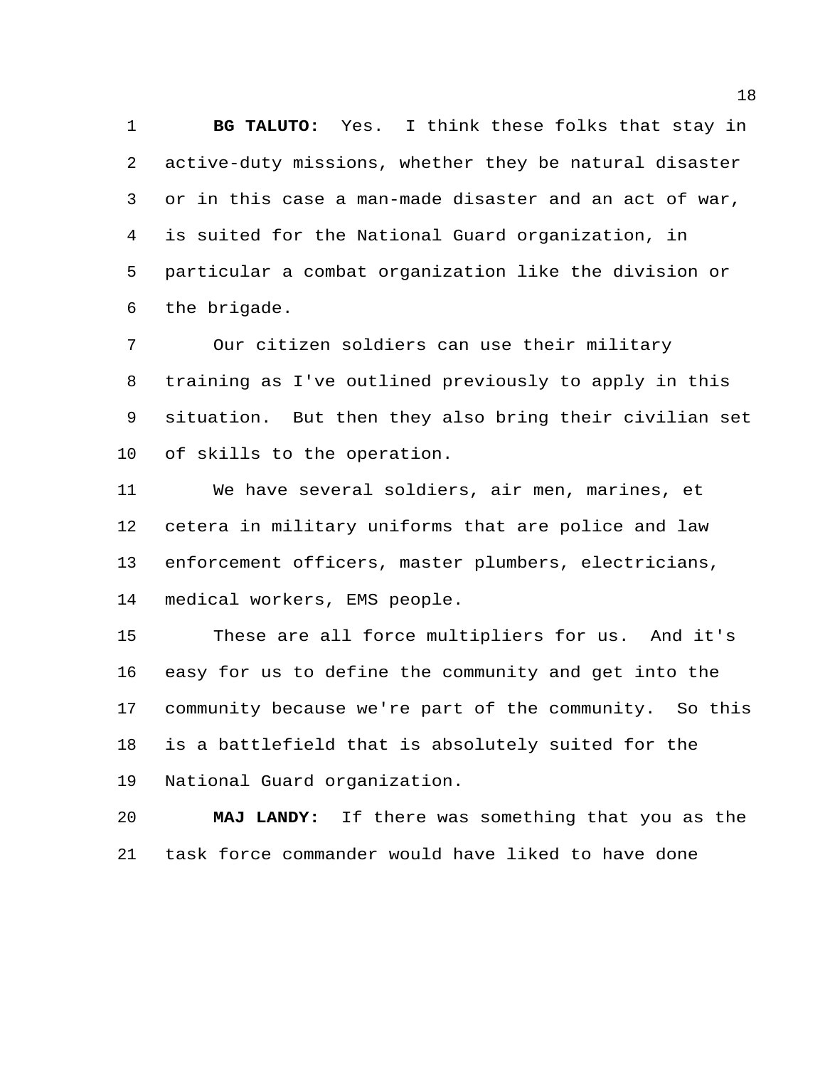**BG TALUTO:** Yes. I think these folks that stay in active-duty missions, whether they be natural disaster or in this case a man-made disaster and an act of war, is suited for the National Guard organization, in particular a combat organization like the division or the brigade.

Our citizen soldiers can use their military training as I've outlined previously to apply in this situation. But then they also bring their civilian set of skills to the operation.

We have several soldiers, air men, marines, et cetera in military uniforms that are police and law enforcement officers, master plumbers, electricians, medical workers, EMS people.

These are all force multipliers for us. And it's easy for us to define the community and get into the community because we're part of the community. So this is a battlefield that is absolutely suited for the National Guard organization.

**MAJ LANDY:** If there was something that you as the task force commander would have liked to have done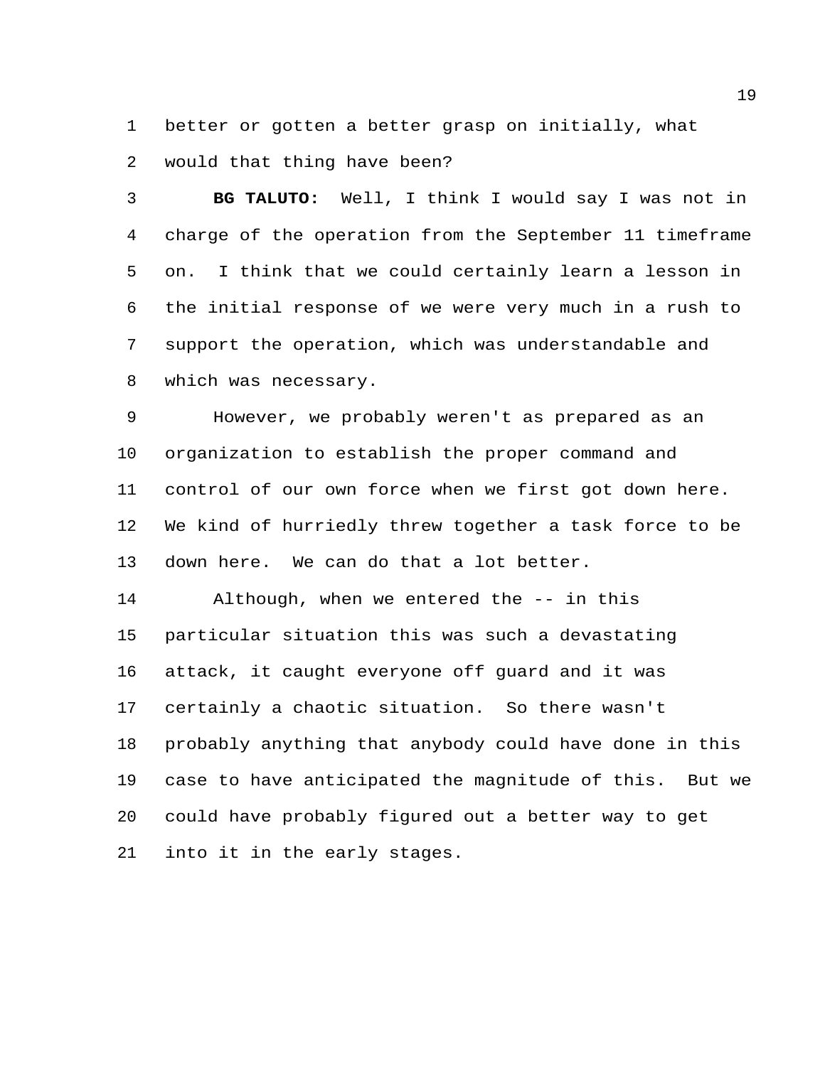better or gotten a better grasp on initially, what would that thing have been?

**BG TALUTO:** Well, I think I would say I was not in charge of the operation from the September 11 timeframe on. I think that we could certainly learn a lesson in the initial response of we were very much in a rush to support the operation, which was understandable and which was necessary.

However, we probably weren't as prepared as an organization to establish the proper command and control of our own force when we first got down here. We kind of hurriedly threw together a task force to be down here. We can do that a lot better.

Although, when we entered the -- in this particular situation this was such a devastating attack, it caught everyone off guard and it was certainly a chaotic situation. So there wasn't probably anything that anybody could have done in this case to have anticipated the magnitude of this. But we could have probably figured out a better way to get into it in the early stages.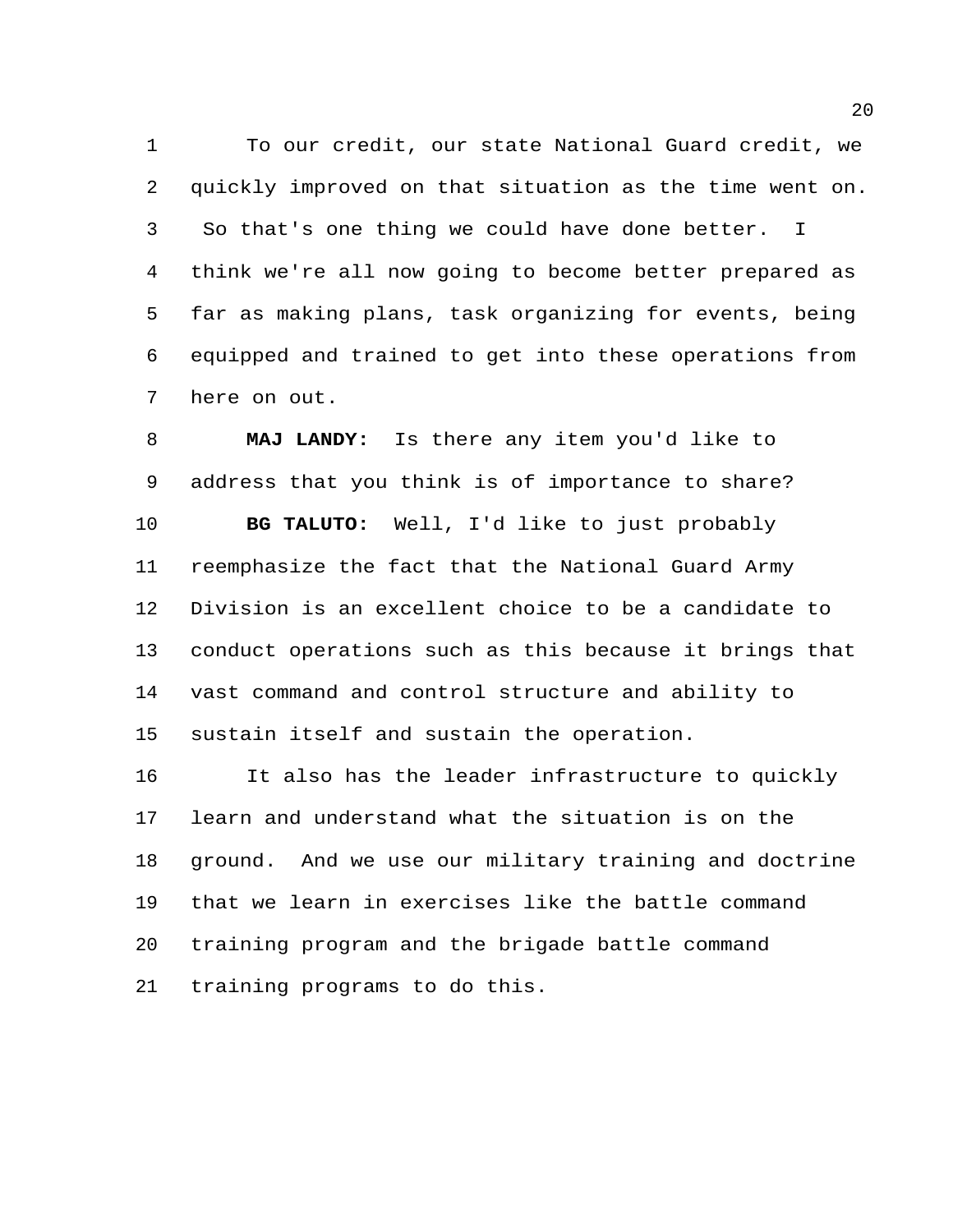To our credit, our state National Guard credit, we quickly improved on that situation as the time went on. So that's one thing we could have done better. I think we're all now going to become better prepared as far as making plans, task organizing for events, being equipped and trained to get into these operations from here on out.

**MAJ LANDY:** Is there any item you'd like to address that you think is of importance to share?

**BG TALUTO:** Well, I'd like to just probably reemphasize the fact that the National Guard Army Division is an excellent choice to be a candidate to conduct operations such as this because it brings that vast command and control structure and ability to sustain itself and sustain the operation.

It also has the leader infrastructure to quickly learn and understand what the situation is on the ground. And we use our military training and doctrine that we learn in exercises like the battle command training program and the brigade battle command training programs to do this.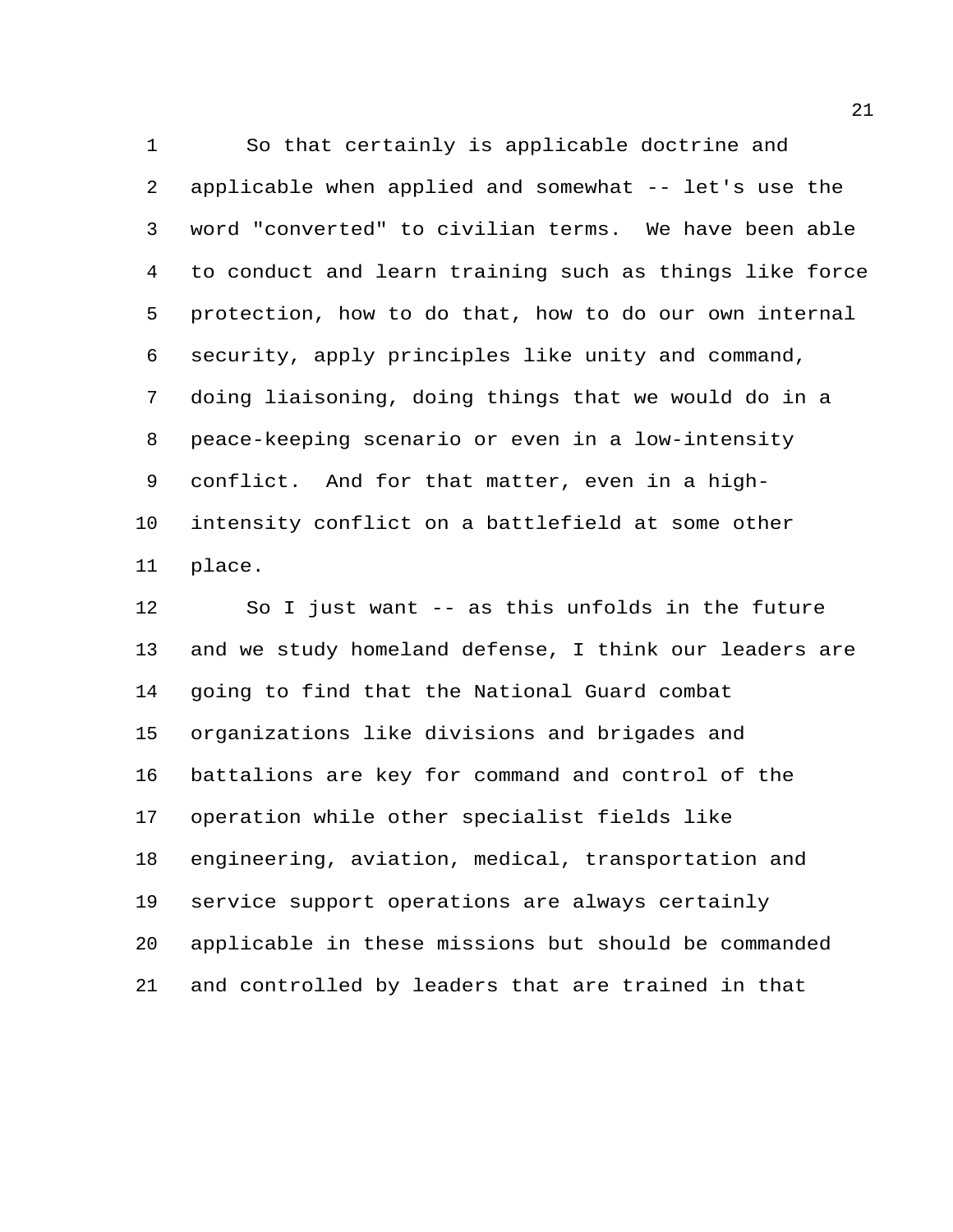So that certainly is applicable doctrine and applicable when applied and somewhat -- let's use the word "converted" to civilian terms. We have been able to conduct and learn training such as things like force protection, how to do that, how to do our own internal security, apply principles like unity and command, doing liaisoning, doing things that we would do in a peace-keeping scenario or even in a low-intensity conflict. And for that matter, even in a high-intensity conflict on a battlefield at some other place.

So I just want -- as this unfolds in the future and we study homeland defense, I think our leaders are going to find that the National Guard combat organizations like divisions and brigades and battalions are key for command and control of the operation while other specialist fields like engineering, aviation, medical, transportation and service support operations are always certainly applicable in these missions but should be commanded and controlled by leaders that are trained in that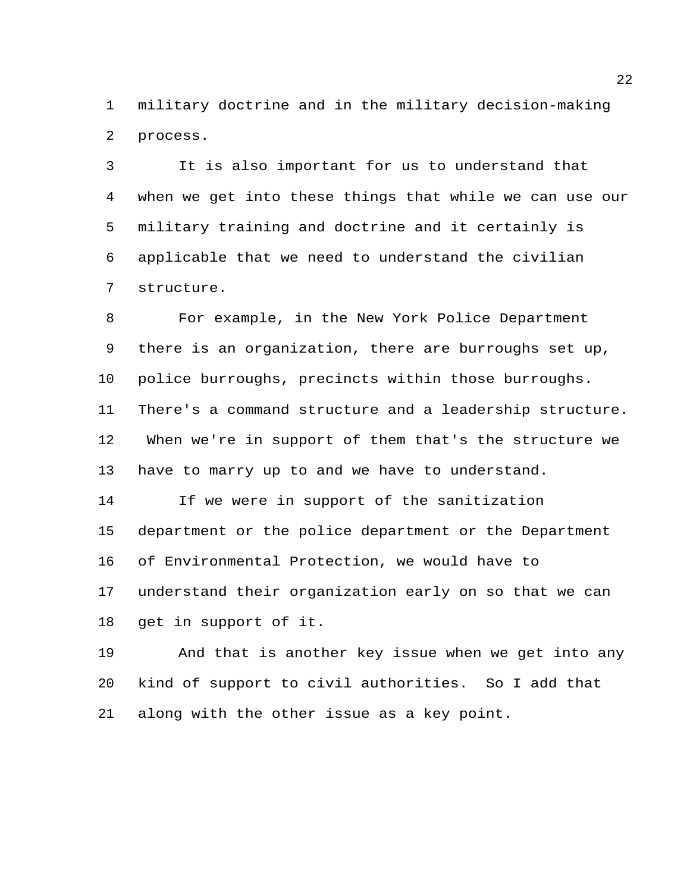military doctrine and in the military decision-making process.

It is also important for us to understand that when we get into these things that while we can use our military training and doctrine and it certainly is applicable that we need to understand the civilian structure.

For example, in the New York Police Department there is an organization, there are burroughs set up, police burroughs, precincts within those burroughs. There's a command structure and a leadership structure. When we're in support of them that's the structure we have to marry up to and we have to understand.

If we were in support of the sanitization department or the police department or the Department of Environmental Protection, we would have to understand their organization early on so that we can get in support of it.

And that is another key issue when we get into any kind of support to civil authorities. So I add that along with the other issue as a key point.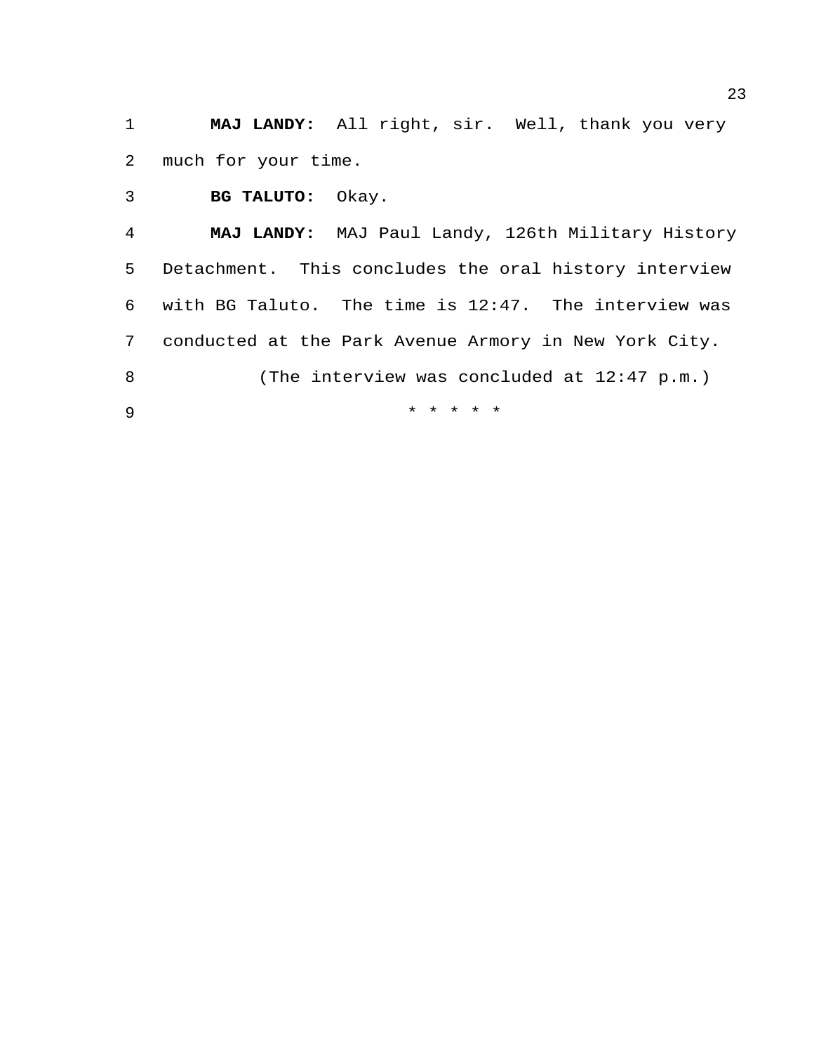**MAJ LANDY:** All right, sir. Well, thank you very much for your time.

**BG TALUTO:** Okay.

**MAJ LANDY:** MAJ Paul Landy, 126th Military History Detachment. This concludes the oral history interview with BG Taluto. The time is 12:47. The interview was conducted at the Park Avenue Armory in New York City.

(The interview was concluded at 12:47 p.m.)

\* \* \* \* \*